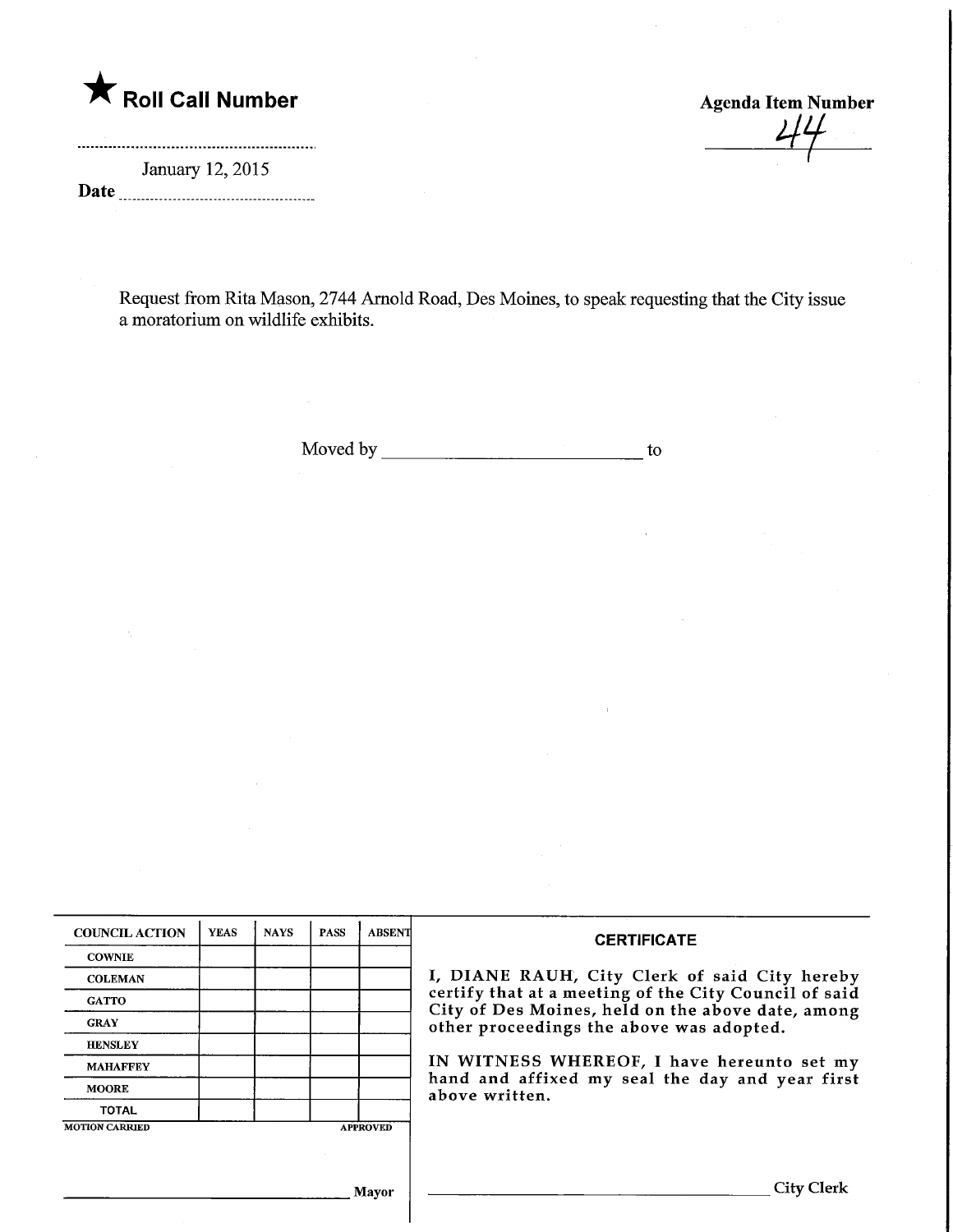★ **Roll Call Number**

**Agenda Item Number**

44

January 12, 2015

**Date**

Request from Rita Mason, 2744 Arnold Road, Des Moines, to speak requesting that the City issue a moratorium on wildlife exhibits.

Moved by \_\_\_\_\_\_\_\_\_\_\_\_\_\_\_\_\_\_\_\_\_\_\_\_\_\_ to

| COUNCIL ACTION | YEAS | NAYS | PASS | ABSENT |
|---|---|---|---|---|
| COWNIE | | | | |
| COLEMAN | | | | |
| GATTO | | | | |
| GRAY | | | | |
| HENSLEY | | | | |
| MAHAFFEY | | | | |
| MOORE | | | | |
| TOTAL | | | | |

MOTION CARRIED APPROVED

\_\_\_\_\_\_\_\_\_\_\_\_\_\_\_\_\_\_\_\_\_\_\_\_\_\_ Mayor

**CERTIFICATE**

I, DIANE RAUH, City Clerk of said City hereby certify that at a meeting of the City Council of said City of Des Moines, held on the above date, among other proceedings the above was adopted.

IN WITNESS WHEREOF, I have hereunto set my hand and affixed my seal the day and year first above written.

\_\_\_\_\_\_\_\_\_\_\_\_\_\_\_\_\_\_\_\_\_\_\_\_\_\_ City Clerk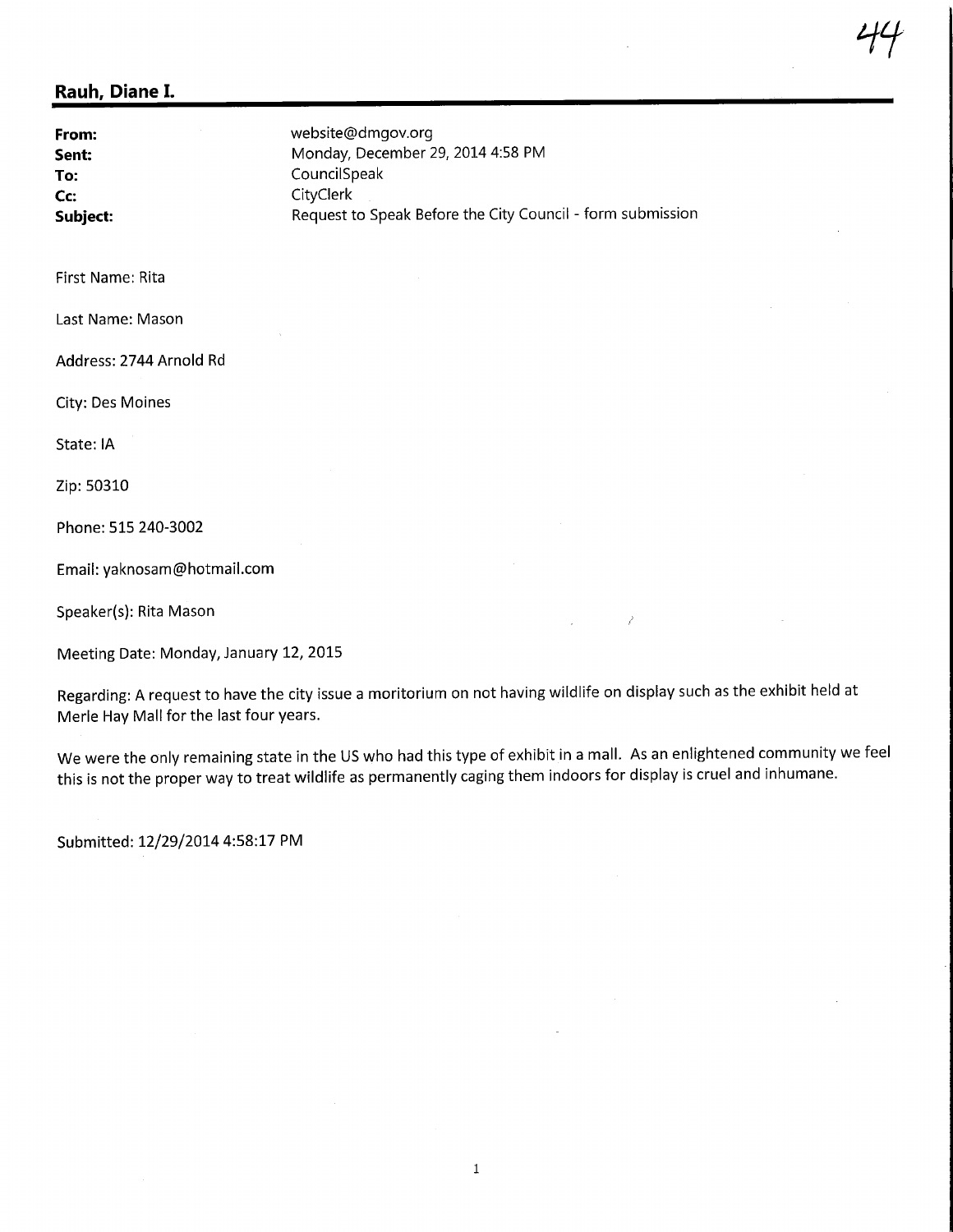44

## Rauh, Diane I.

**From:** website@dmgov.org
**Sent:** Monday, December 29, 2014 4:58 PM
**To:** CouncilSpeak
**Cc:** CityClerk
**Subject:** Request to Speak Before the City Council - form submission

First Name: Rita

Last Name: Mason

Address: 2744 Arnold Rd

City: Des Moines

State: IA

Zip: 50310

Phone: 515 240-3002

Email: yaknosam@hotmail.com

Speaker(s): Rita Mason

Meeting Date: Monday, January 12, 2015

Regarding: A request to have the city issue a moritorium on not having wildlife on display such as the exhibit held at Merle Hay Mall for the last four years.

We were the only remaining state in the US who had this type of exhibit in a mall. As an enlightened community we feel this is not the proper way to treat wildlife as permanently caging them indoors for display is cruel and inhumane.

Submitted: 12/29/2014 4:58:17 PM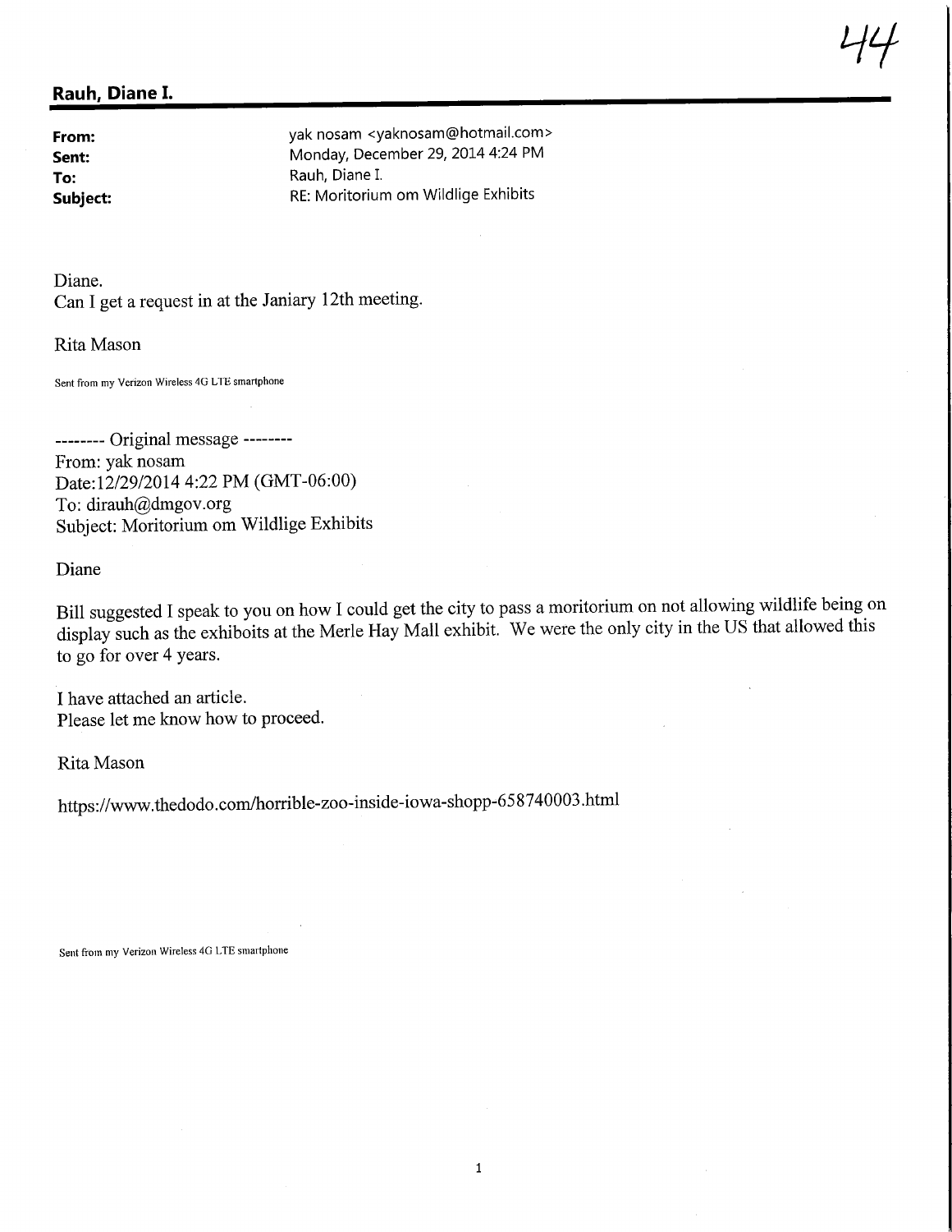## Rauh, Diane I.

| | |
|---|---|
| **From:** | yak nosam <yaknosam@hotmail.com> |
| **Sent:** | Monday, December 29, 2014 4:24 PM |
| **To:** | Rauh, Diane I. |
| **Subject:** | RE: Moritorium om Wildlige Exhibits |

Diane.
Can I get a request in at the Janiary 12th meeting.

Rita Mason

Sent from my Verizon Wireless 4G LTE smartphone

-------- Original message --------
From: yak nosam
Date:12/29/2014 4:22 PM (GMT-06:00)
To: dirauh@dmgov.org
Subject: Moritorium om Wildlige Exhibits

Diane

Bill suggested I speak to you on how I could get the city to pass a moritorium on not allowing wildlife being on display such as the exhiboits at the Merle Hay Mall exhibit. We were the only city in the US that allowed this to go for over 4 years.

I have attached an article.
Please let me know how to proceed.

Rita Mason

https://www.thedodo.com/horrible-zoo-inside-iowa-shopp-658740003.html

Sent from my Verizon Wireless 4G LTE smartphone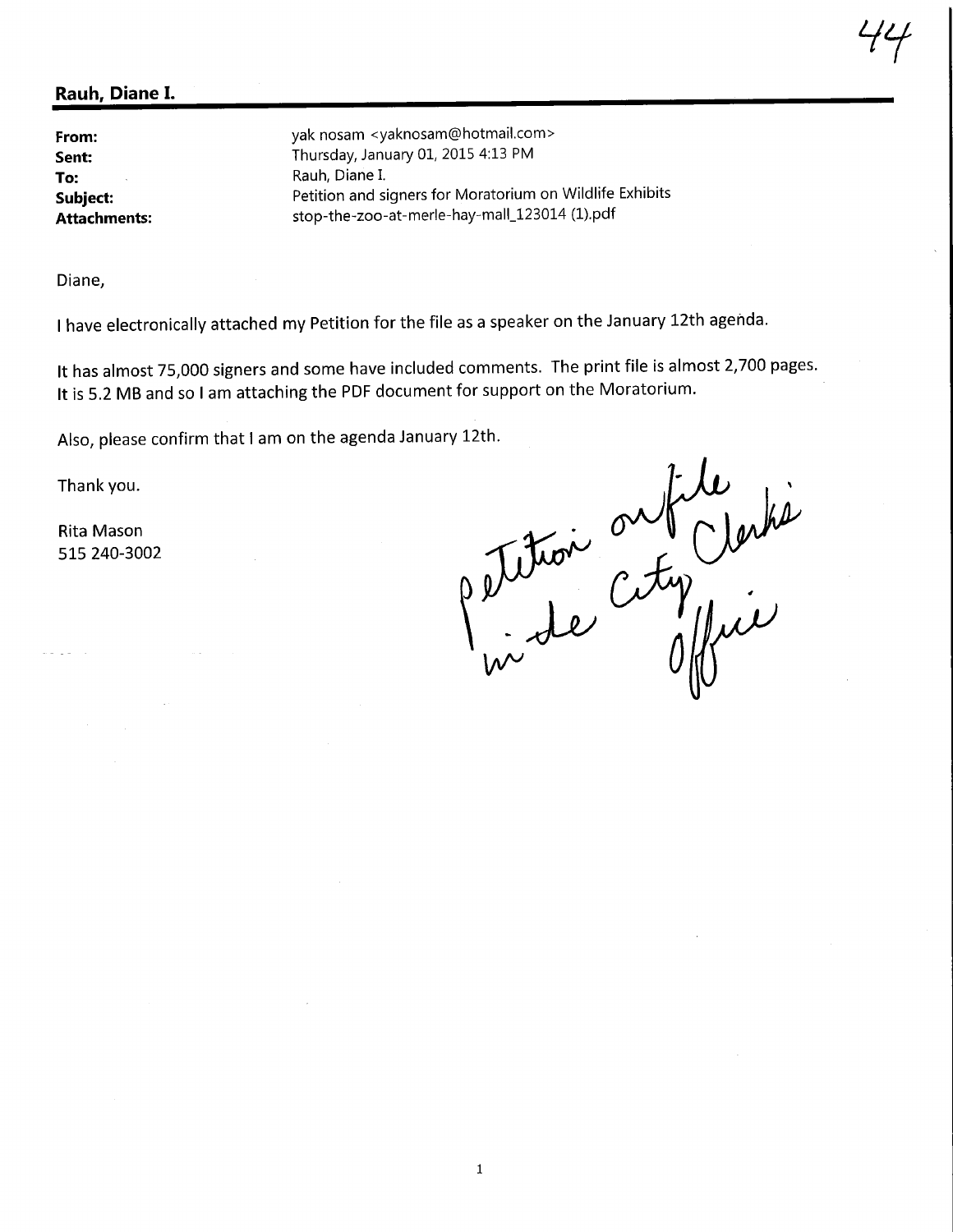**Rauh, Diane I.**

| | |
|---|---|
| **From:** | yak nosam <yaknosam@hotmail.com> |
| **Sent:** | Thursday, January 01, 2015 4:13 PM |
| **To:** | Rauh, Diane I. |
| **Subject:** | Petition and signers for Moratorium on Wildlife Exhibits |
| **Attachments:** | stop-the-zoo-at-merle-hay-mall_123014 (1).pdf |

Diane,

I have electronically attached my Petition for the file as a speaker on the January 12th agenda.

It has almost 75,000 signers and some have included comments. The print file is almost 2,700 pages. It is 5.2 MB and so I am attaching the PDF document for support on the Moratorium.

Also, please confirm that I am on the agenda January 12th.

Thank you.

Rita Mason
515 240-3002

petition on file in the City Clerk's office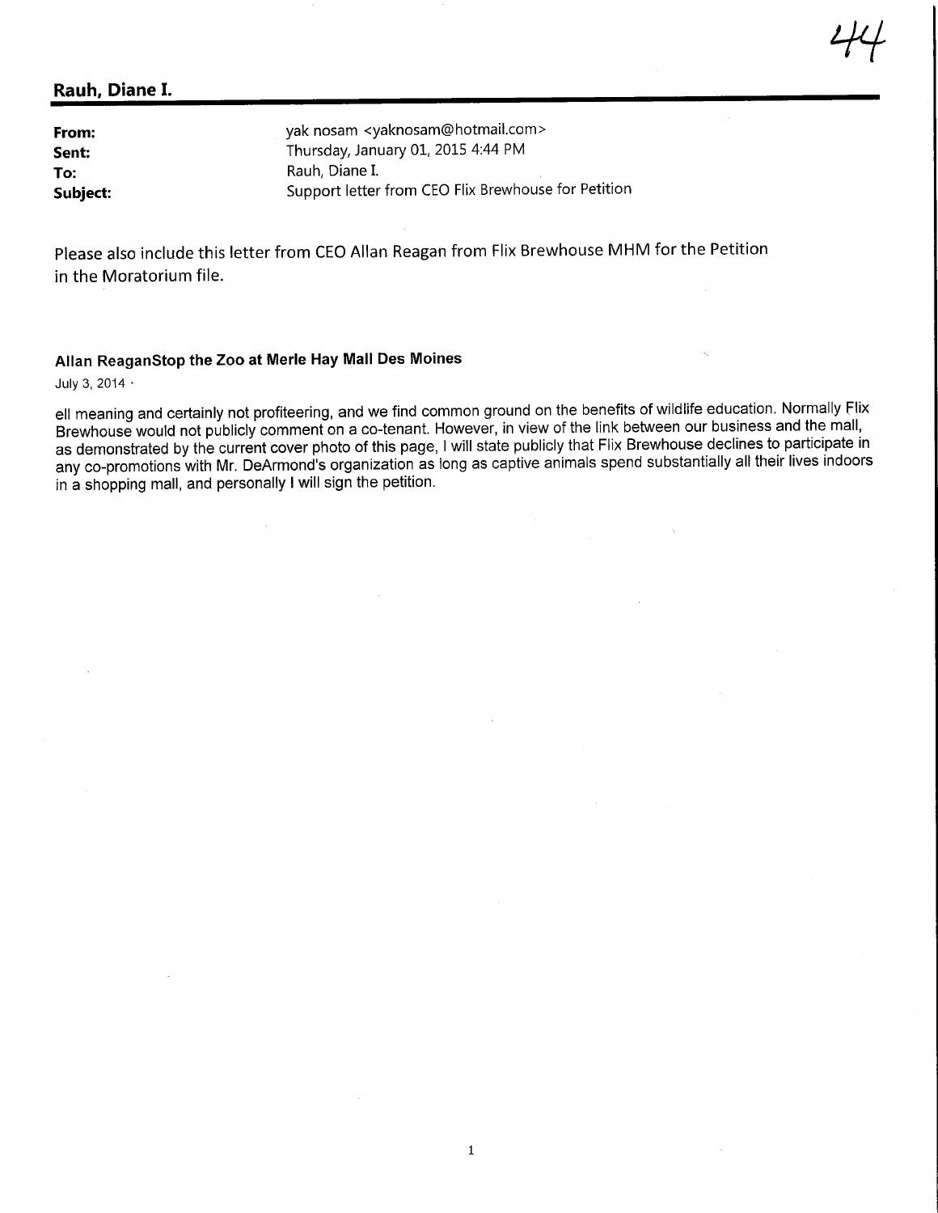## Rauh, Diane I.

| | |
|---|---|
| **From:** | yak nosam <yaknosam@hotmail.com> |
| **Sent:** | Thursday, January 01, 2015 4:44 PM |
| **To:** | Rauh, Diane I. |
| **Subject:** | Support letter from CEO Flix Brewhouse for Petition |

Please also include this letter from CEO Allan Reagan from Flix Brewhouse MHM for the Petition in the Moratorium file.

**Allan ReaganStop the Zoo at Merle Hay Mall Des Moines**

July 3, 2014 ·

ell meaning and certainly not profiteering, and we find common ground on the benefits of wildlife education. Normally Flix Brewhouse would not publicly comment on a co-tenant. However, in view of the link between our business and the mall, as demonstrated by the current cover photo of this page, I will state publicly that Flix Brewhouse declines to participate in any co-promotions with Mr. DeArmond's organization as long as captive animals spend substantially all their lives indoors in a shopping mall, and personally I will sign the petition.